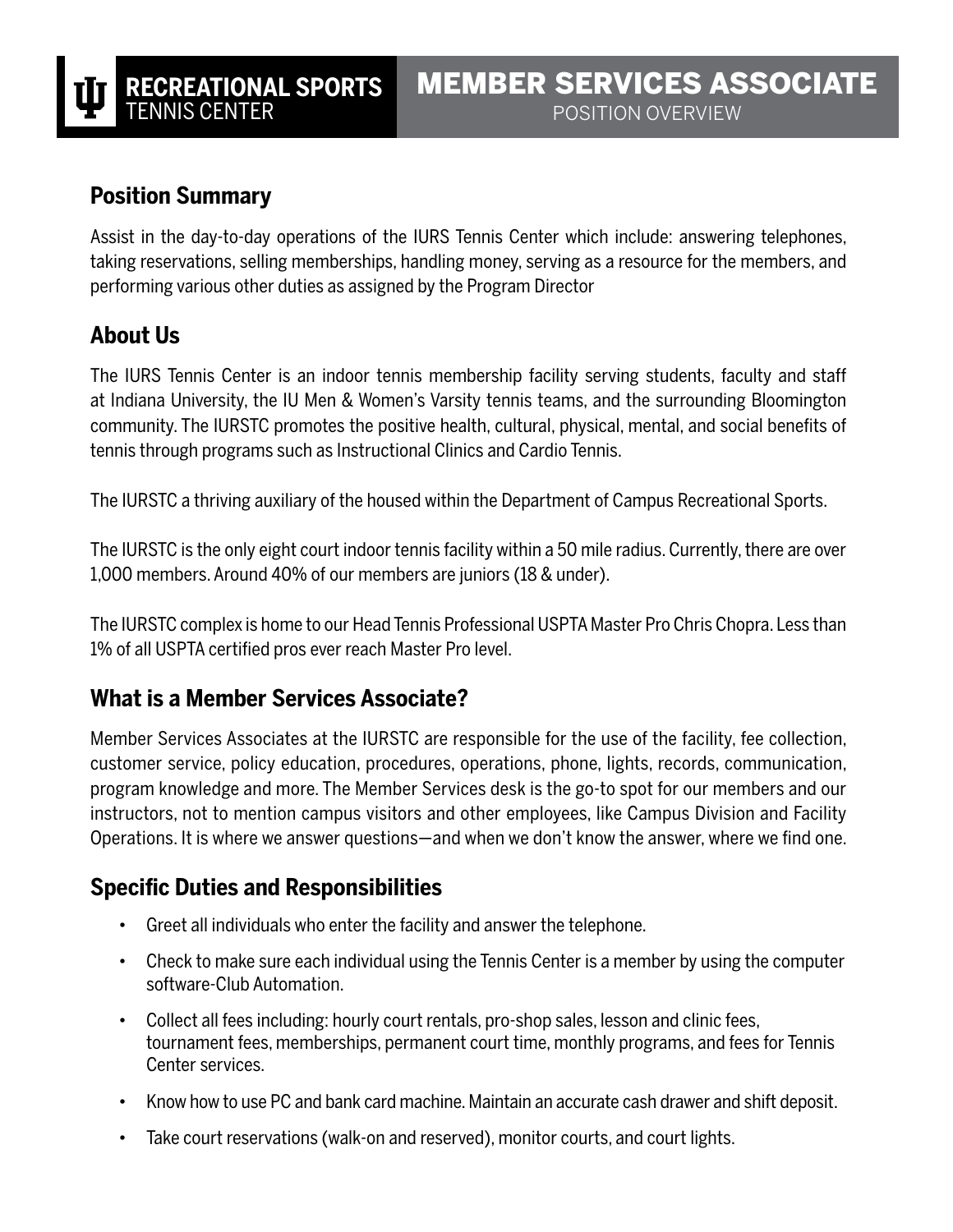RECREATIONAL SPORTS
TENNIS CENTER

# MEMBER SERVICES ASSOCIATE

POSITION OVERVIEW

## Position Summary

Assist in the day-to-day operations of the IURS Tennis Center which include: answering telephones, taking reservations, selling memberships, handling money, serving as a resource for the members, and performing various other duties as assigned by the Program Director

## About Us

The IURS Tennis Center is an indoor tennis membership facility serving students, faculty and staff at Indiana University, the IU Men & Women's Varsity tennis teams, and the surrounding Bloomington community. The IURSTC promotes the positive health, cultural, physical, mental, and social benefits of tennis through programs such as Instructional Clinics and Cardio Tennis.

The IURSTC a thriving auxiliary of the housed within the Department of Campus Recreational Sports.

The IURSTC is the only eight court indoor tennis facility within a 50 mile radius. Currently, there are over 1,000 members. Around 40% of our members are juniors (18 & under).

The IURSTC complex is home to our Head Tennis Professional USPTA Master Pro Chris Chopra. Less than 1% of all USPTA certified pros ever reach Master Pro level.

## What is a Member Services Associate?

Member Services Associates at the IURSTC are responsible for the use of the facility, fee collection, customer service, policy education, procedures, operations, phone, lights, records, communication, program knowledge and more. The Member Services desk is the go-to spot for our members and our instructors, not to mention campus visitors and other employees, like Campus Division and Facility Operations. It is where we answer questions—and when we don't know the answer, where we find one.

## Specific Duties and Responsibilities

- Greet all individuals who enter the facility and answer the telephone.
- Check to make sure each individual using the Tennis Center is a member by using the computer software-Club Automation.
- Collect all fees including: hourly court rentals, pro-shop sales, lesson and clinic fees, tournament fees, memberships, permanent court time, monthly programs, and fees for Tennis Center services.
- Know how to use PC and bank card machine. Maintain an accurate cash drawer and shift deposit.
- Take court reservations (walk-on and reserved), monitor courts, and court lights.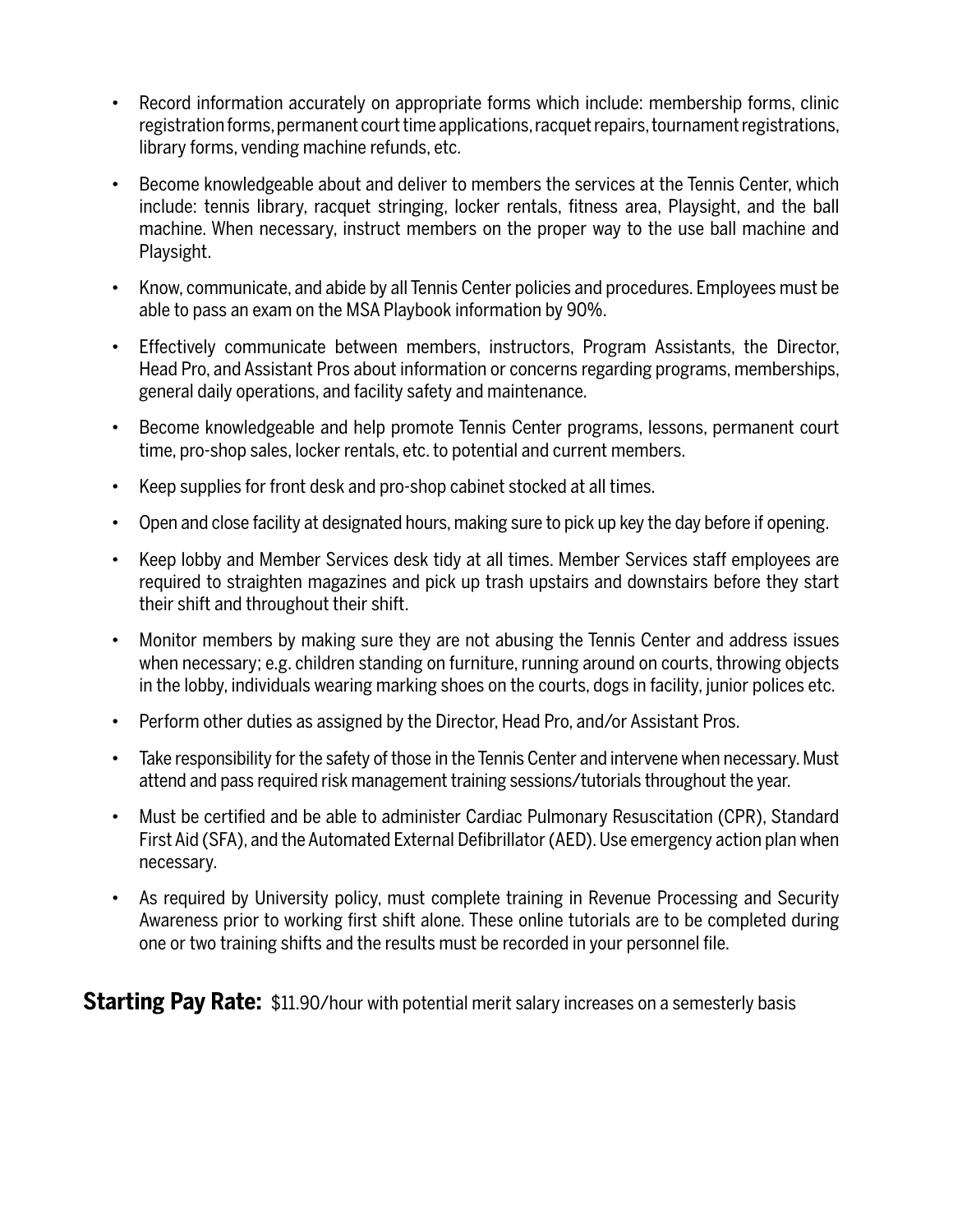- Record information accurately on appropriate forms which include: membership forms, clinic registration forms, permanent court time applications, racquet repairs, tournament registrations, library forms, vending machine refunds, etc.
- Become knowledgeable about and deliver to members the services at the Tennis Center, which include: tennis library, racquet stringing, locker rentals, fitness area, Playsight, and the ball machine. When necessary, instruct members on the proper way to the use ball machine and Playsight.
- Know, communicate, and abide by all Tennis Center policies and procedures. Employees must be able to pass an exam on the MSA Playbook information by 90%.
- Effectively communicate between members, instructors, Program Assistants, the Director, Head Pro, and Assistant Pros about information or concerns regarding programs, memberships, general daily operations, and facility safety and maintenance.
- Become knowledgeable and help promote Tennis Center programs, lessons, permanent court time, pro-shop sales, locker rentals, etc. to potential and current members.
- Keep supplies for front desk and pro-shop cabinet stocked at all times.
- Open and close facility at designated hours, making sure to pick up key the day before if opening.
- Keep lobby and Member Services desk tidy at all times. Member Services staff employees are required to straighten magazines and pick up trash upstairs and downstairs before they start their shift and throughout their shift.
- Monitor members by making sure they are not abusing the Tennis Center and address issues when necessary; e.g. children standing on furniture, running around on courts, throwing objects in the lobby, individuals wearing marking shoes on the courts, dogs in facility, junior polices etc.
- Perform other duties as assigned by the Director, Head Pro, and/or Assistant Pros.
- Take responsibility for the safety of those in the Tennis Center and intervene when necessary. Must attend and pass required risk management training sessions/tutorials throughout the year.
- Must be certified and be able to administer Cardiac Pulmonary Resuscitation (CPR), Standard First Aid (SFA), and the Automated External Defibrillator (AED). Use emergency action plan when necessary.
- As required by University policy, must complete training in Revenue Processing and Security Awareness prior to working first shift alone. These online tutorials are to be completed during one or two training shifts and the results must be recorded in your personnel file.

**Starting Pay Rate:** $11.90/hour with potential merit salary increases on a semesterly basis